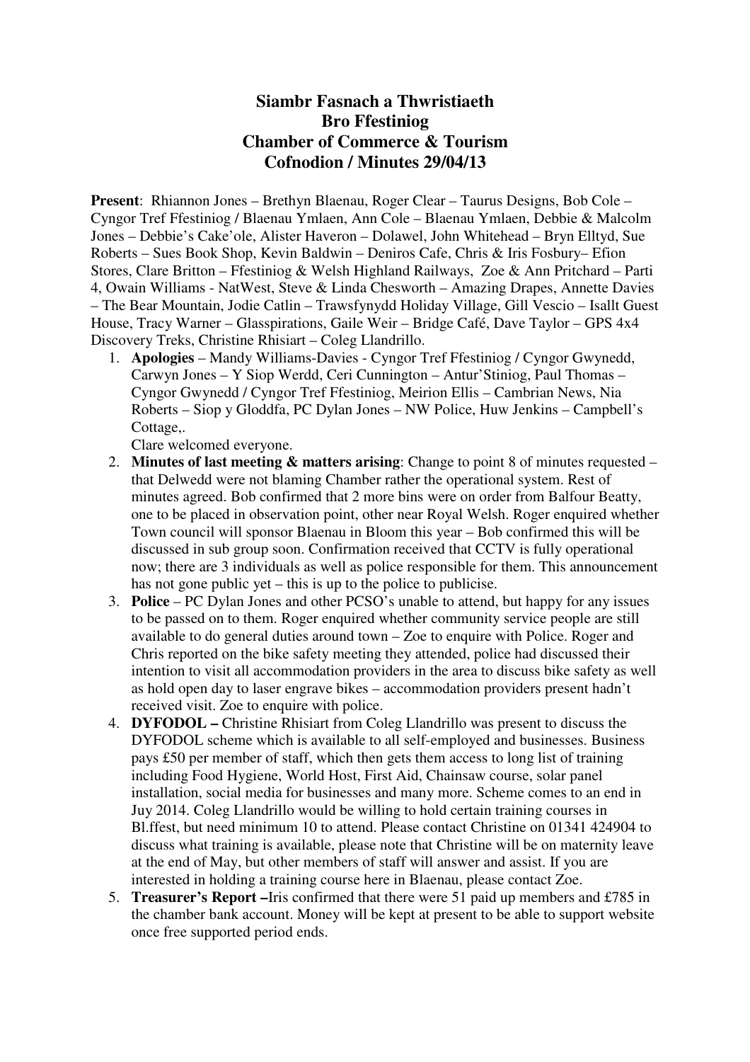# Siambr Fasnach a Thwristiaeth
# Bro Ffestiniog
# Chamber of Commerce & Tourism
# Cofnodion / Minutes 29/04/13

**Present**: Rhiannon Jones – Brethyn Blaenau, Roger Clear – Taurus Designs, Bob Cole – Cyngor Tref Ffestiniog / Blaenau Ymlaen, Ann Cole – Blaenau Ymlaen, Debbie & Malcolm Jones – Debbie's Cake'ole, Alister Haveron – Dolawel, John Whitehead – Bryn Elltyd, Sue Roberts – Sues Book Shop, Kevin Baldwin – Deniros Cafe, Chris & Iris Fosbury– Efion Stores, Clare Britton – Ffestiniog & Welsh Highland Railways, Zoe & Ann Pritchard – Parti 4, Owain Williams - NatWest, Steve & Linda Chesworth – Amazing Drapes, Annette Davies – The Bear Mountain, Jodie Catlin – Trawsfynydd Holiday Village, Gill Vescio – Isallt Guest House, Tracy Warner – Glasspirations, Gaile Weir – Bridge Café, Dave Taylor – GPS 4x4 Discovery Treks, Christine Rhisiart – Coleg Llandrillo.

1. **Apologies** – Mandy Williams-Davies - Cyngor Tref Ffestiniog / Cyngor Gwynedd, Carwyn Jones – Y Siop Werdd, Ceri Cunnington – Antur'Stiniog, Paul Thomas – Cyngor Gwynedd / Cyngor Tref Ffestiniog, Meirion Ellis – Cambrian News, Nia Roberts – Siop y Gloddfa, PC Dylan Jones – NW Police, Huw Jenkins – Campbell's Cottage,.
   Clare welcomed everyone.
2. **Minutes of last meeting & matters arising**: Change to point 8 of minutes requested – that Delwedd were not blaming Chamber rather the operational system. Rest of minutes agreed. Bob confirmed that 2 more bins were on order from Balfour Beatty, one to be placed in observation point, other near Royal Welsh. Roger enquired whether Town council will sponsor Blaenau in Bloom this year – Bob confirmed this will be discussed in sub group soon. Confirmation received that CCTV is fully operational now; there are 3 individuals as well as police responsible for them. This announcement has not gone public yet – this is up to the police to publicise.
3. **Police** – PC Dylan Jones and other PCSO's unable to attend, but happy for any issues to be passed on to them. Roger enquired whether community service people are still available to do general duties around town – Zoe to enquire with Police. Roger and Chris reported on the bike safety meeting they attended, police had discussed their intention to visit all accommodation providers in the area to discuss bike safety as well as hold open day to laser engrave bikes – accommodation providers present hadn't received visit. Zoe to enquire with police.
4. **DYFODOL –** Christine Rhisiart from Coleg Llandrillo was present to discuss the DYFODOL scheme which is available to all self-employed and businesses. Business pays £50 per member of staff, which then gets them access to long list of training including Food Hygiene, World Host, First Aid, Chainsaw course, solar panel installation, social media for businesses and many more. Scheme comes to an end in Juy 2014. Coleg Llandrillo would be willing to hold certain training courses in Bl.ffest, but need minimum 10 to attend. Please contact Christine on 01341 424904 to discuss what training is available, please note that Christine will be on maternity leave at the end of May, but other members of staff will answer and assist. If you are interested in holding a training course here in Blaenau, please contact Zoe.
5. **Treasurer's Report –**Iris confirmed that there were 51 paid up members and £785 in the chamber bank account. Money will be kept at present to be able to support website once free supported period ends.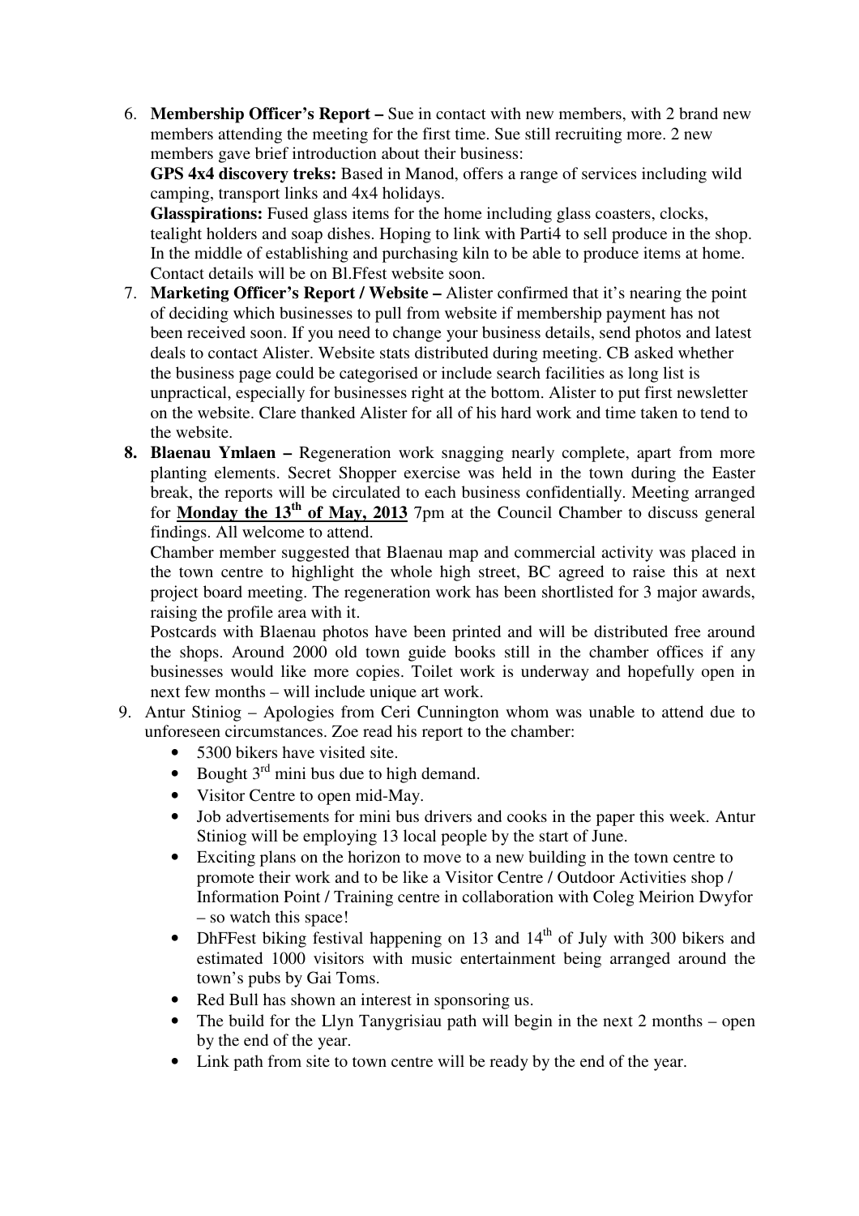6. **Membership Officer's Report –** Sue in contact with new members, with 2 brand new members attending the meeting for the first time. Sue still recruiting more. 2 new members gave brief introduction about their business:

   **GPS 4x4 discovery treks:** Based in Manod, offers a range of services including wild camping, transport links and 4x4 holidays.

   **Glasspirations:** Fused glass items for the home including glass coasters, clocks, tealight holders and soap dishes. Hoping to link with Parti4 to sell produce in the shop. In the middle of establishing and purchasing kiln to be able to produce items at home. Contact details will be on Bl.Ffest website soon.

7. **Marketing Officer's Report / Website –** Alister confirmed that it's nearing the point of deciding which businesses to pull from website if membership payment has not been received soon. If you need to change your business details, send photos and latest deals to contact Alister. Website stats distributed during meeting. CB asked whether the business page could be categorised or include search facilities as long list is unpractical, especially for businesses right at the bottom. Alister to put first newsletter on the website. Clare thanked Alister for all of his hard work and time taken to tend to the website.

8. **Blaenau Ymlaen –** Regeneration work snagging nearly complete, apart from more planting elements. Secret Shopper exercise was held in the town during the Easter break, the reports will be circulated to each business confidentially. Meeting arranged for **<u>Monday the 13th of May, 2013</u>** 7pm at the Council Chamber to discuss general findings. All welcome to attend.

   Chamber member suggested that Blaenau map and commercial activity was placed in the town centre to highlight the whole high street, BC agreed to raise this at next project board meeting. The regeneration work has been shortlisted for 3 major awards, raising the profile area with it.

   Postcards with Blaenau photos have been printed and will be distributed free around the shops. Around 2000 old town guide books still in the chamber offices if any businesses would like more copies. Toilet work is underway and hopefully open in next few months – will include unique art work.

9. Antur Stiniog – Apologies from Ceri Cunnington whom was unable to attend due to unforeseen circumstances. Zoe read his report to the chamber:
   - 5300 bikers have visited site.
   - Bought 3rd mini bus due to high demand.
   - Visitor Centre to open mid-May.
   - Job advertisements for mini bus drivers and cooks in the paper this week. Antur Stiniog will be employing 13 local people by the start of June.
   - Exciting plans on the horizon to move to a new building in the town centre to promote their work and to be like a Visitor Centre / Outdoor Activities shop / Information Point / Training centre in collaboration with Coleg Meirion Dwyfor – so watch this space!
   - DhFFest biking festival happening on 13 and 14th of July with 300 bikers and estimated 1000 visitors with music entertainment being arranged around the town's pubs by Gai Toms.
   - Red Bull has shown an interest in sponsoring us.
   - The build for the Llyn Tanygrisiau path will begin in the next 2 months – open by the end of the year.
   - Link path from site to town centre will be ready by the end of the year.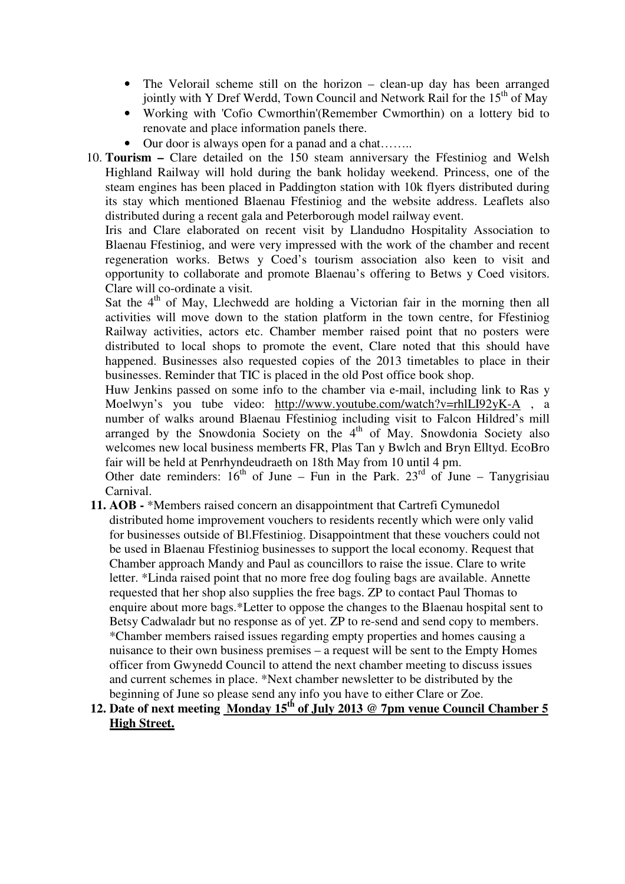- The Velorail scheme still on the horizon – clean-up day has been arranged jointly with Y Dref Werdd, Town Council and Network Rail for the 15th of May
- Working with 'Cofio Cwmorthin'(Remember Cwmorthin) on a lottery bid to renovate and place information panels there.
- Our door is always open for a panad and a chat……..

10. **Tourism –** Clare detailed on the 150 steam anniversary the Ffestiniog and Welsh Highland Railway will hold during the bank holiday weekend. Princess, one of the steam engines has been placed in Paddington station with 10k flyers distributed during its stay which mentioned Blaenau Ffestiniog and the website address. Leaflets also distributed during a recent gala and Peterborough model railway event.

    Iris and Clare elaborated on recent visit by Llandudno Hospitality Association to Blaenau Ffestiniog, and were very impressed with the work of the chamber and recent regeneration works. Betws y Coed's tourism association also keen to visit and opportunity to collaborate and promote Blaenau's offering to Betws y Coed visitors. Clare will co-ordinate a visit.

    Sat the 4th of May, Llechwedd are holding a Victorian fair in the morning then all activities will move down to the station platform in the town centre, for Ffestiniog Railway activities, actors etc. Chamber member raised point that no posters were distributed to local shops to promote the event, Clare noted that this should have happened. Businesses also requested copies of the 2013 timetables to place in their businesses. Reminder that TIC is placed in the old Post office book shop.

    Huw Jenkins passed on some info to the chamber via e-mail, including link to Ras y Moelwyn's you tube video: http://www.youtube.com/watch?v=rhlLI92yK-A , a number of walks around Blaenau Ffestiniog including visit to Falcon Hildred's mill arranged by the Snowdonia Society on the 4th of May. Snowdonia Society also welcomes new local business memberts FR, Plas Tan y Bwlch and Bryn Elltyd. EcoBro fair will be held at Penrhyndeudraeth on 18th May from 10 until 4 pm.

    Other date reminders: 16th of June – Fun in the Park. 23rd of June – Tanygrisiau Carnival.

11. **AOB -** *Members raised concern an disappointment that Cartrefi Cymunedol distributed home improvement vouchers to residents recently which were only valid for businesses outside of Bl.Ffestiniog. Disappointment that these vouchers could not be used in Blaenau Ffestiniog businesses to support the local economy. Request that Chamber approach Mandy and Paul as councillors to raise the issue. Clare to write letter. *Linda raised point that no more free dog fouling bags are available. Annette requested that her shop also supplies the free bags. ZP to contact Paul Thomas to enquire about more bags.*Letter to oppose the changes to the Blaenau hospital sent to Betsy Cadwaladr but no response as of yet. ZP to re-send and send copy to members. *Chamber members raised issues regarding empty properties and homes causing a nuisance to their own business premises – a request will be sent to the Empty Homes officer from Gwynedd Council to attend the next chamber meeting to discuss issues and current schemes in place. *Next chamber newsletter to be distributed by the beginning of June so please send any info you have to either Clare or Zoe.

12. **Date of next meeting <u>Monday 15th of July 2013 @ 7pm venue Council Chamber 5 High Street.</u>**